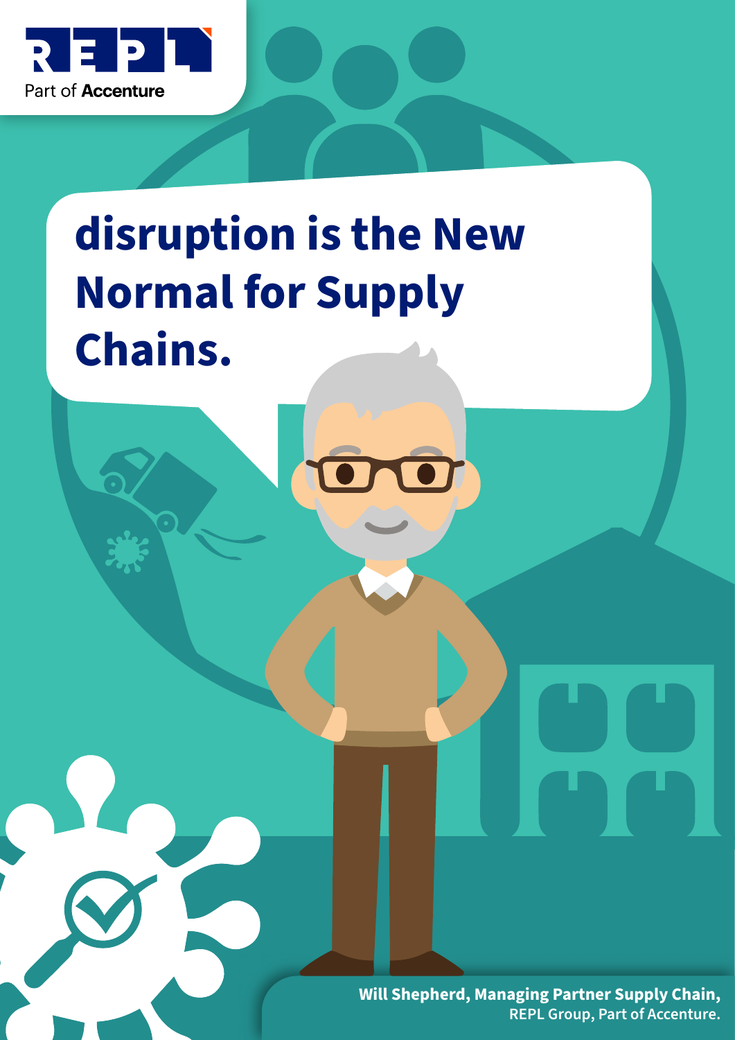REPL

Part of **Accenture**

# disruption is the New Normal for Supply Chains.

**Will Shepherd, Managing Partner Supply Chain,**
REPL Group, Part of Accenture.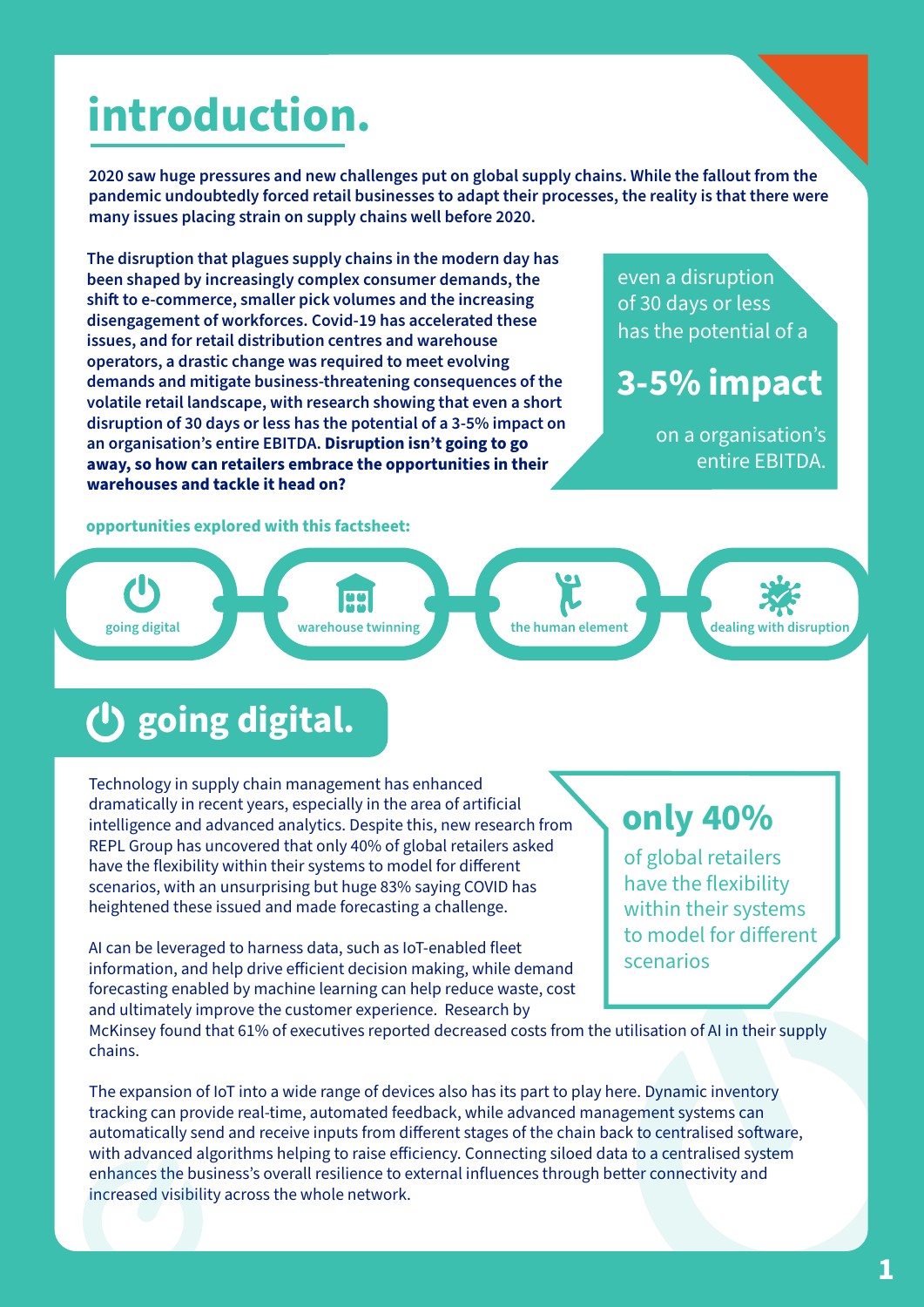# introduction.

**2020 saw huge pressures and new challenges put on global supply chains. While the fallout from the pandemic undoubtedly forced retail businesses to adapt their processes, the reality is that there were many issues placing strain on supply chains well before 2020.**

**The disruption that plagues supply chains in the modern day has been shaped by increasingly complex consumer demands, the shift to e-commerce, smaller pick volumes and the increasing disengagement of workforces. Covid-19 has accelerated these issues, and for retail distribution centres and warehouse operators, a drastic change was required to meet evolving demands and mitigate business-threatening consequences of the volatile retail landscape, with research showing that even a short disruption of 30 days or less has the potential of a 3-5% impact on an organisation's entire EBITDA. Disruption isn't going to go away, so how can retailers embrace the opportunities in their warehouses and tackle it head on?**

> even a disruption of 30 days or less has the potential of a
>
> **3-5% impact**
>
> on a organisation's entire EBITDA.

**opportunities explored with this factsheet:**

- going digital
- warehouse twinning
- the human element
- dealing with disruption

## going digital.

Technology in supply chain management has enhanced dramatically in recent years, especially in the area of artificial intelligence and advanced analytics. Despite this, new research from REPL Group has uncovered that only 40% of global retailers asked have the flexibility within their systems to model for different scenarios, with an unsurprising but huge 83% saying COVID has heightened these issued and made forecasting a challenge.

> **only 40%**
>
> of global retailers have the flexibility within their systems to model for different scenarios

AI can be leveraged to harness data, such as IoT-enabled fleet information, and help drive efficient decision making, while demand forecasting enabled by machine learning can help reduce waste, cost and ultimately improve the customer experience. Research by McKinsey found that 61% of executives reported decreased costs from the utilisation of AI in their supply chains.

The expansion of IoT into a wide range of devices also has its part to play here. Dynamic inventory tracking can provide real-time, automated feedback, while advanced management systems can automatically send and receive inputs from different stages of the chain back to centralised software, with advanced algorithms helping to raise efficiency. Connecting siloed data to a centralised system enhances the business's overall resilience to external influences through better connectivity and increased visibility across the whole network.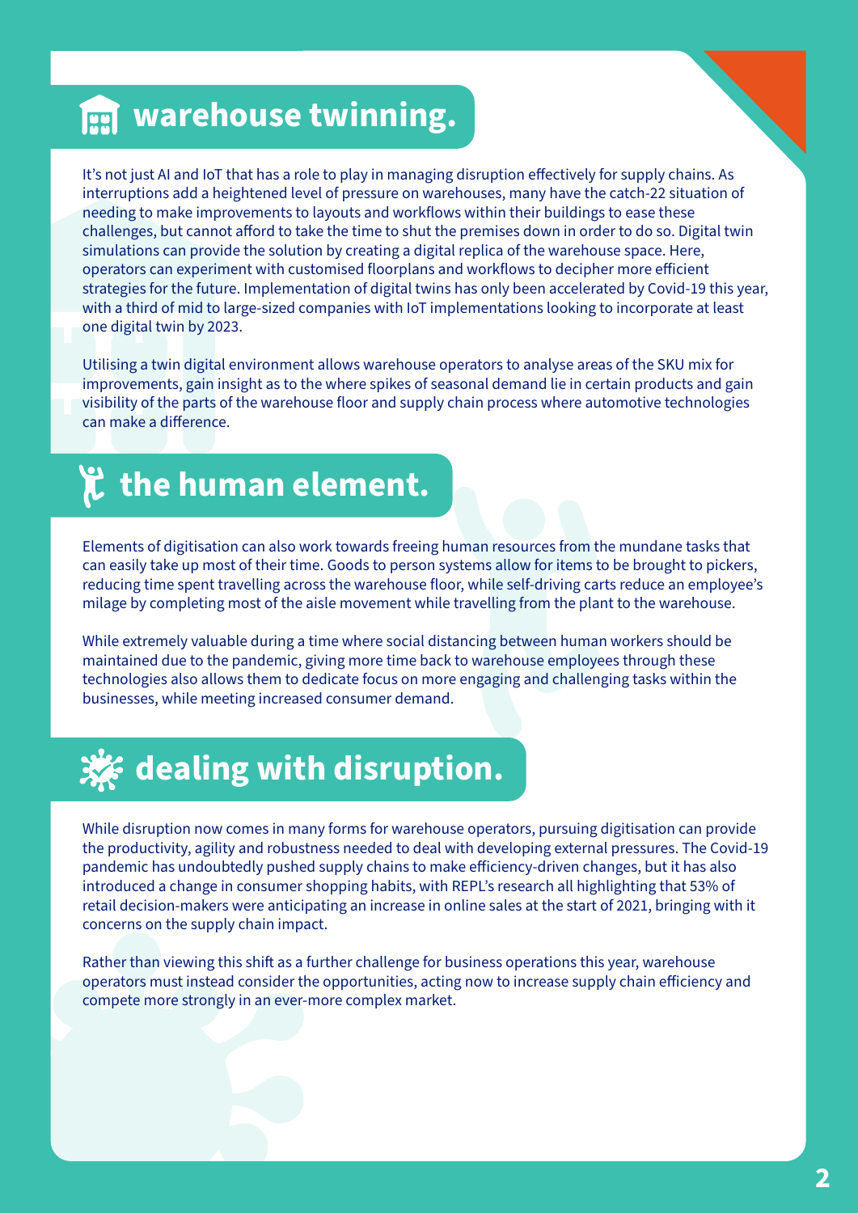## warehouse twinning.

It's not just AI and IoT that has a role to play in managing disruption effectively for supply chains. As interruptions add a heightened level of pressure on warehouses, many have the catch-22 situation of needing to make improvements to layouts and workflows within their buildings to ease these challenges, but cannot afford to take the time to shut the premises down in order to do so. Digital twin simulations can provide the solution by creating a digital replica of the warehouse space. Here, operators can experiment with customised floorplans and workflows to decipher more efficient strategies for the future. Implementation of digital twins has only been accelerated by Covid-19 this year, with a third of mid to large-sized companies with IoT implementations looking to incorporate at least one digital twin by 2023.

Utilising a twin digital environment allows warehouse operators to analyse areas of the SKU mix for improvements, gain insight as to the where spikes of seasonal demand lie in certain products and gain visibility of the parts of the warehouse floor and supply chain process where automotive technologies can make a difference.

## the human element.

Elements of digitisation can also work towards freeing human resources from the mundane tasks that can easily take up most of their time. Goods to person systems allow for items to be brought to pickers, reducing time spent travelling across the warehouse floor, while self-driving carts reduce an employee's milage by completing most of the aisle movement while travelling from the plant to the warehouse.

While extremely valuable during a time where social distancing between human workers should be maintained due to the pandemic, giving more time back to warehouse employees through these technologies also allows them to dedicate focus on more engaging and challenging tasks within the businesses, while meeting increased consumer demand.

## dealing with disruption.

While disruption now comes in many forms for warehouse operators, pursuing digitisation can provide the productivity, agility and robustness needed to deal with developing external pressures. The Covid-19 pandemic has undoubtedly pushed supply chains to make efficiency-driven changes, but it has also introduced a change in consumer shopping habits, with REPL's research all highlighting that 53% of retail decision-makers were anticipating an increase in online sales at the start of 2021, bringing with it concerns on the supply chain impact.

Rather than viewing this shift as a further challenge for business operations this year, warehouse operators must instead consider the opportunities, acting now to increase supply chain efficiency and compete more strongly in an ever-more complex market.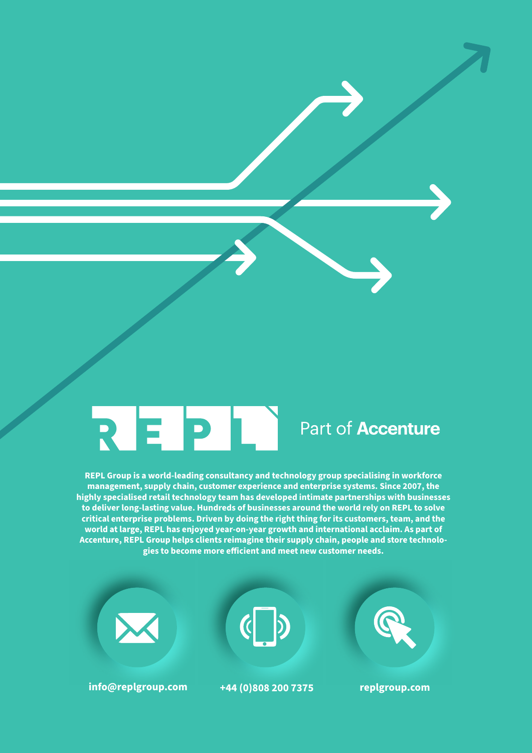REPL Part of **Accenture**

**REPL Group is a world-leading consultancy and technology group specialising in workforce management, supply chain, customer experience and enterprise systems. Since 2007, the highly specialised retail technology team has developed intimate partnerships with businesses to deliver long-lasting value. Hundreds of businesses around the world rely on REPL to solve critical enterprise problems. Driven by doing the right thing for its customers, team, and the world at large, REPL has enjoyed year-on-year growth and international acclaim. As part of Accenture, REPL Group helps clients reimagine their supply chain, people and store technologies to become more efficient and meet new customer needs.**

**info@replgroup.com**

**+44 (0)808 200 7375**

**replgroup.com**